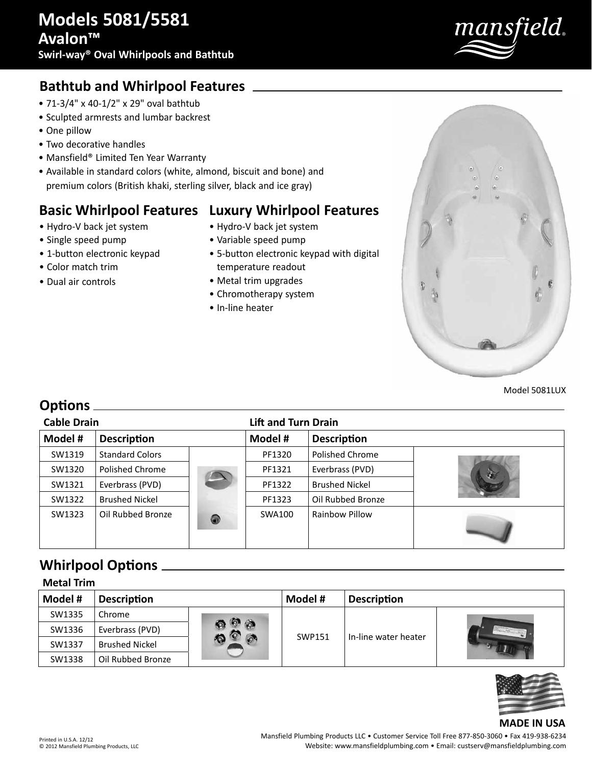# Models 5081/5581

## Avalon™

### Swirl-way® Oval Whirlpools and Bathtub

mansfield®

## Bathtub and Whirlpool Features

- 71-3/4" x 40-1/2" x 29" oval bathtub
- Sculpted armrests and lumbar backrest
- One pillow
- Two decorative handles
- Mansfield® Limited Ten Year Warranty
- Available in standard colors (white, almond, biscuit and bone) and premium colors (British khaki, sterling silver, black and ice gray)

## Basic Whirlpool Features

- Hydro-V back jet system
- Single speed pump
- 1-button electronic keypad
- Color match trim
- Dual air controls

## Luxury Whirlpool Features

- Hydro-V back jet system
- Variable speed pump
- 5-button electronic keypad with digital temperature readout
- Metal trim upgrades
- Chromotherapy system
- In-line heater

Model 5081LUX

## Options

**Cable Drain**

| Model # | Description |
|---|---|
| SW1319 | Standard Colors |
| SW1320 | Polished Chrome |
| SW1321 | Everbrass (PVD) |
| SW1322 | Brushed Nickel |
| SW1323 | Oil Rubbed Bronze |

**Lift and Turn Drain**

| Model # | Description |
|---|---|
| PF1320 | Polished Chrome |
| PF1321 | Everbrass (PVD) |
| PF1322 | Brushed Nickel |
| PF1323 | Oil Rubbed Bronze |
| SWA100 | Rainbow Pillow |

## Whirlpool Options

**Metal Trim**

| Model # | Description |
|---|---|
| SW1335 | Chrome |
| SW1336 | Everbrass (PVD) |
| SW1337 | Brushed Nickel |
| SW1338 | Oil Rubbed Bronze |

| Model # | Description |
|---|---|
| SWP151 | In-line water heater |

**MADE IN USA**

Printed in U.S.A. 12/12
© 2012 Mansfield Plumbing Products, LLC

Mansfield Plumbing Products LLC • Customer Service Toll Free 877-850-3060 • Fax 419-938-6234
Website: www.mansfieldplumbing.com • Email: custserv@mansfieldplumbing.com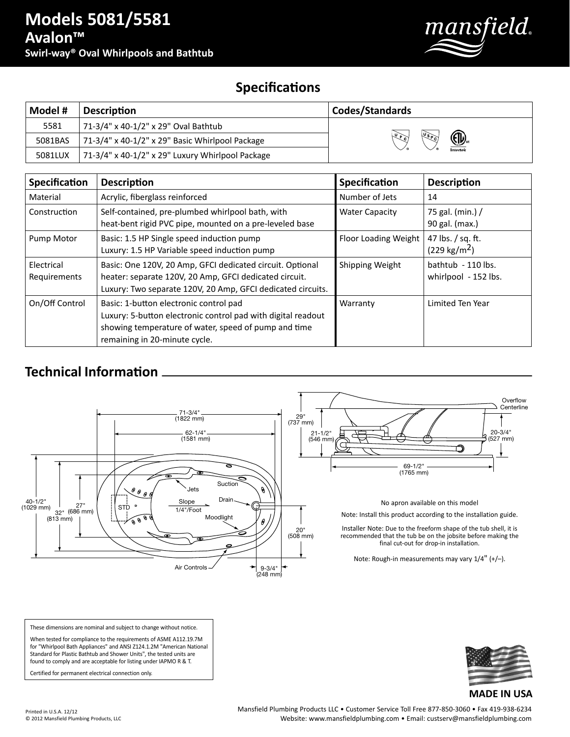# Models 5081/5581

## Avalon™

### Swirl-way® Oval Whirlpools and Bathtub

## Specifications

| Model # | Description | Codes/Standards |
|---|---|---|
| 5581 | 71-3/4" x 40-1/2" x 29" Oval Bathtub | UPC, USPC, ETL Intertek |
| 5081BAS | 71-3/4" x 40-1/2" x 29" Basic Whirlpool Package | |
| 5081LUX | 71-3/4" x 40-1/2" x 29" Luxury Whirlpool Package | |

| Specification | Description | Specification | Description |
|---|---|---|---|
| Material | Acrylic, fiberglass reinforced | Number of Jets | 14 |
| Construction | Self-contained, pre-plumbed whirlpool bath, with heat-bent rigid PVC pipe, mounted on a pre-leveled base | Water Capacity | 75 gal. (min.) / 90 gal. (max.) |
| Pump Motor | Basic: 1.5 HP Single speed induction pump<br>Luxury: 1.5 HP Variable speed induction pump | Floor Loading Weight | 47 lbs. / sq. ft. (229 kg/m$^2$) |
| Electrical Requirements | Basic: One 120V, 20 Amp, GFCI dedicated circuit. Optional heater: separate 120V, 20 Amp, GFCI dedicated circuit.<br>Luxury: Two separate 120V, 20 Amp, GFCI dedicated circuits. | Shipping Weight | bathtub - 110 lbs.<br>whirlpool - 152 lbs. |
| On/Off Control | Basic: 1-button electronic control pad<br>Luxury: 5-button electronic control pad with digital readout showing temperature of water, speed of pump and time remaining in 20-minute cycle. | Warranty | Limited Ten Year |

## Technical Information

71-3/4" (1822 mm)
62-1/4" (1581 mm)
40-1/2" (1029 mm)
32" (813 mm)
27" (686 mm)
STD
Jets
Suction
Slope 1/4"/Foot
Drain
Moodlight
Air Controls
20" (508 mm)
9-3/4" (248 mm)
29" (737 mm)
21-1/2" (546 mm)
Overflow Centerline
20-3/4" (527 mm)
69-1/2" (1765 mm)

No apron available on this model

Note: Install this product according to the installation guide.

Installer Note: Due to the freeform shape of the tub shell, it is recommended that the tub be on the jobsite before making the final cut-out for drop-in installation.

Note: Rough-in measurements may vary 1/4" (+/–).

These dimensions are nominal and subject to change without notice.

When tested for compliance to the requirements of ASME A112.19.7M for "Whirlpool Bath Appliances" and ANSI Z124.1.2M "American National Standard for Plastic Bathtub and Shower Units", the tested units are found to comply and are acceptable for listing under IAPMO R & T.

Certified for permanent electrical connection only.

**MADE IN USA**

Mansfield Plumbing Products LLC • Customer Service Toll Free 877-850-3060 • Fax 419-938-6234
Website: www.mansfieldplumbing.com • Email: custserv@mansfieldplumbing.com

Printed in U.S.A. 12/12
© 2012 Mansfield Plumbing Products, LLC